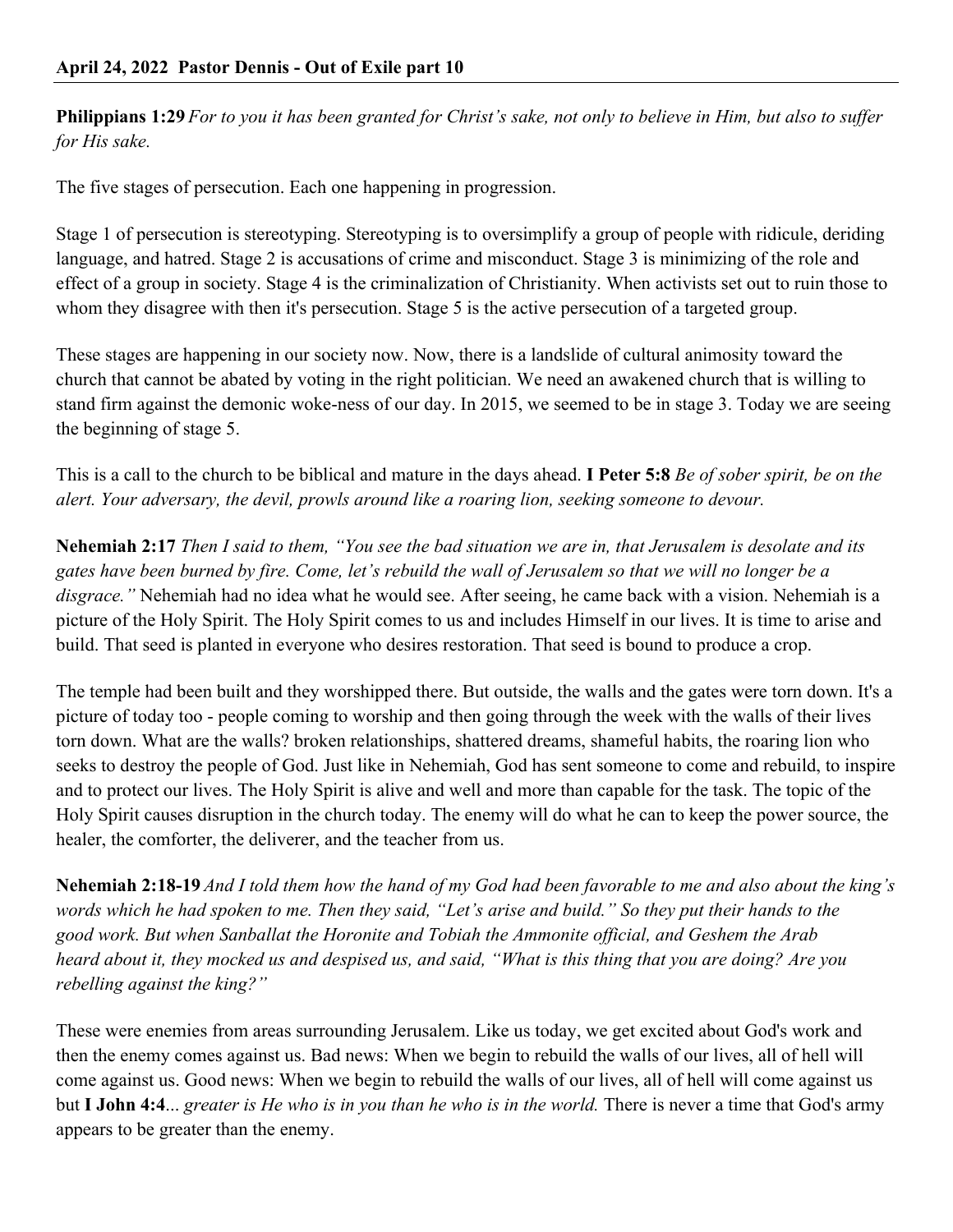**April 24, 2022 Pastor Dennis - Out of Exile part 10**

**Philippians 1:29** *For to you it has been granted for Christ's sake, not only to believe in Him, but also to suffer for His sake.*

The five stages of persecution. Each one happening in progression.

Stage 1 of persecution is stereotyping. Stereotyping is to oversimplify a group of people with ridicule, deriding language, and hatred. Stage 2 is accusations of crime and misconduct. Stage 3 is minimizing of the role and effect of a group in society. Stage 4 is the criminalization of Christianity. When activists set out to ruin those to whom they disagree with then it's persecution. Stage 5 is the active persecution of a targeted group.

These stages are happening in our society now. Now, there is a landslide of cultural animosity toward the church that cannot be abated by voting in the right politician. We need an awakened church that is willing to stand firm against the demonic woke-ness of our day. In 2015, we seemed to be in stage 3. Today we are seeing the beginning of stage 5.

This is a call to the church to be biblical and mature in the days ahead. **I Peter 5:8** *Be of sober spirit, be on the alert. Your adversary, the devil, prowls around like a roaring lion, seeking someone to devour.*

**Nehemiah 2:17** *Then I said to them, "You see the bad situation we are in, that Jerusalem is desolate and its gates have been burned by fire. Come, let's rebuild the wall of Jerusalem so that we will no longer be a disgrace."* Nehemiah had no idea what he would see. After seeing, he came back with a vision. Nehemiah is a picture of the Holy Spirit. The Holy Spirit comes to us and includes Himself in our lives. It is time to arise and build. That seed is planted in everyone who desires restoration. That seed is bound to produce a crop.

The temple had been built and they worshipped there. But outside, the walls and the gates were torn down. It's a picture of today too - people coming to worship and then going through the week with the walls of their lives torn down. What are the walls? broken relationships, shattered dreams, shameful habits, the roaring lion who seeks to destroy the people of God. Just like in Nehemiah, God has sent someone to come and rebuild, to inspire and to protect our lives. The Holy Spirit is alive and well and more than capable for the task. The topic of the Holy Spirit causes disruption in the church today. The enemy will do what he can to keep the power source, the healer, the comforter, the deliverer, and the teacher from us.

**Nehemiah 2:18-19** *And I told them how the hand of my God had been favorable to me and also about the king's words which he had spoken to me. Then they said, "Let's arise and build." So they put their hands to the good work. But when Sanballat the Horonite and Tobiah the Ammonite official, and Geshem the Arab heard about it, they mocked us and despised us, and said, "What is this thing that you are doing? Are you rebelling against the king?"*

These were enemies from areas surrounding Jerusalem. Like us today, we get excited about God's work and then the enemy comes against us. Bad news: When we begin to rebuild the walls of our lives, all of hell will come against us. Good news: When we begin to rebuild the walls of our lives, all of hell will come against us but **I John 4:4**... *greater is He who is in you than he who is in the world.* There is never a time that God's army appears to be greater than the enemy.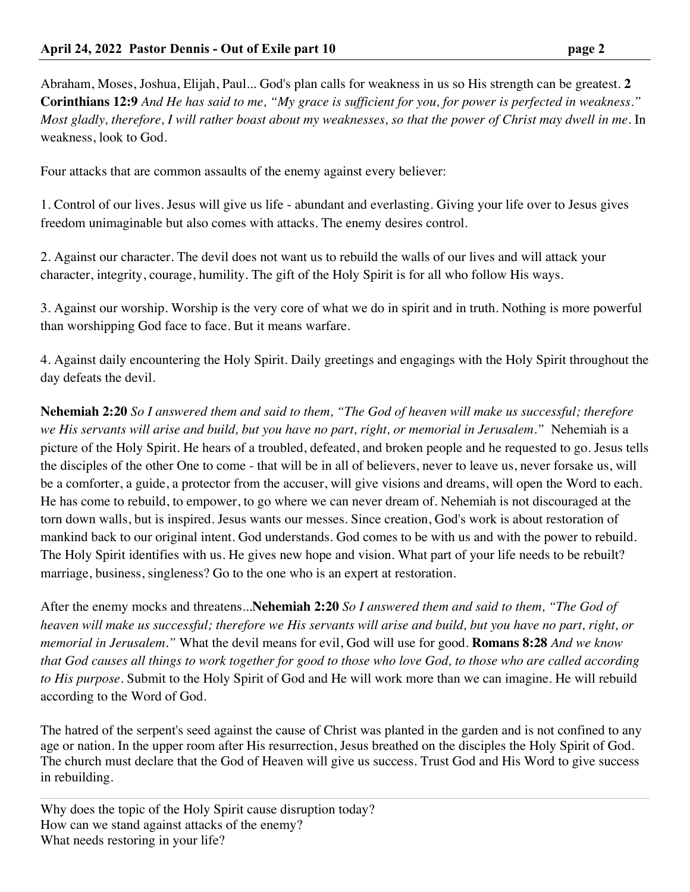Abraham, Moses, Joshua, Elijah, Paul... God's plan calls for weakness in us so His strength can be greatest. **2 Corinthians 12:9** *And He has said to me, "My grace is sufficient for you, for power is perfected in weakness." Most gladly, therefore, I will rather boast about my weaknesses, so that the power of Christ may dwell in me.* In weakness, look to God.

Four attacks that are common assaults of the enemy against every believer:

1. Control of our lives. Jesus will give us life - abundant and everlasting. Giving your life over to Jesus gives freedom unimaginable but also comes with attacks. The enemy desires control.

2. Against our character. The devil does not want us to rebuild the walls of our lives and will attack your character, integrity, courage, humility. The gift of the Holy Spirit is for all who follow His ways.

3. Against our worship. Worship is the very core of what we do in spirit and in truth. Nothing is more powerful than worshipping God face to face. But it means warfare.

4. Against daily encountering the Holy Spirit. Daily greetings and engagings with the Holy Spirit throughout the day defeats the devil.

**Nehemiah 2:20** *So I answered them and said to them, "The God of heaven will make us successful; therefore we His servants will arise and build, but you have no part, right, or memorial in Jerusalem."* Nehemiah is a picture of the Holy Spirit. He hears of a troubled, defeated, and broken people and he requested to go. Jesus tells the disciples of the other One to come - that will be in all of believers, never to leave us, never forsake us, will be a comforter, a guide, a protector from the accuser, will give visions and dreams, will open the Word to each. He has come to rebuild, to empower, to go where we can never dream of. Nehemiah is not discouraged at the torn down walls, but is inspired. Jesus wants our messes. Since creation, God's work is about restoration of mankind back to our original intent. God understands. God comes to be with us and with the power to rebuild. The Holy Spirit identifies with us. He gives new hope and vision. What part of your life needs to be rebuilt? marriage, business, singleness? Go to the one who is an expert at restoration.

After the enemy mocks and threatens...**Nehemiah 2:20** *So I answered them and said to them, "The God of heaven will make us successful; therefore we His servants will arise and build, but you have no part, right, or memorial in Jerusalem."* What the devil means for evil, God will use for good. **Romans 8:28** *And we know that God causes all things to work together for good to those who love God, to those who are called according to His purpose.* Submit to the Holy Spirit of God and He will work more than we can imagine. He will rebuild according to the Word of God.

The hatred of the serpent's seed against the cause of Christ was planted in the garden and is not confined to any age or nation. In the upper room after His resurrection, Jesus breathed on the disciples the Holy Spirit of God. The church must declare that the God of Heaven will give us success. Trust God and His Word to give success in rebuilding.

---

Why does the topic of the Holy Spirit cause disruption today?
How can we stand against attacks of the enemy?
What needs restoring in your life?